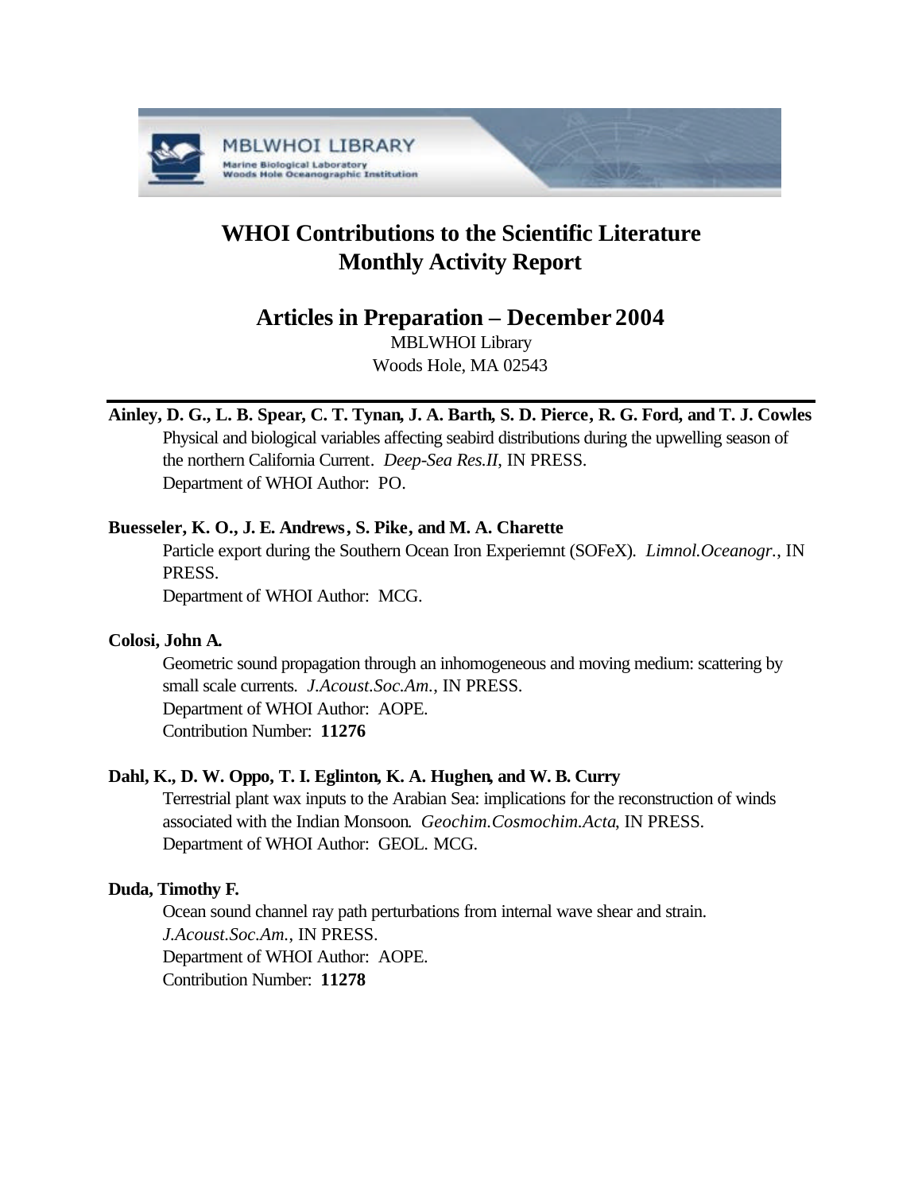# WHOI Contributions to the Scientific Literature
# Monthly Activity Report

## Articles in Preparation – December 2004

MBLWHOI Library
Woods Hole, MA 02543

---

**Ainley, D. G., L. B. Spear, C. T. Tynan, J. A. Barth, S. D. Pierce, R. G. Ford, and T. J. Cowles**

Physical and biological variables affecting seabird distributions during the upwelling season of the northern California Current. *Deep-Sea Res.II*, IN PRESS.
Department of WHOI Author: PO.

**Buesseler, K. O., J. E. Andrews, S. Pike, and M. A. Charette**

Particle export during the Southern Ocean Iron Experiemnt (SOFeX). *Limnol.Oceanogr.*, IN PRESS.
Department of WHOI Author: MCG.

**Colosi, John A.**

Geometric sound propagation through an inhomogeneous and moving medium: scattering by small scale currents. *J.Acoust.Soc.Am.*, IN PRESS.
Department of WHOI Author: AOPE.
Contribution Number: **11276**

**Dahl, K., D. W. Oppo, T. I. Eglinton, K. A. Hughen, and W. B. Curry**

Terrestrial plant wax inputs to the Arabian Sea: implications for the reconstruction of winds associated with the Indian Monsoon. *Geochim.Cosmochim.Acta*, IN PRESS.
Department of WHOI Author: GEOL. MCG.

**Duda, Timothy F.**

Ocean sound channel ray path perturbations from internal wave shear and strain. *J.Acoust.Soc.Am.*, IN PRESS.
Department of WHOI Author: AOPE.
Contribution Number: **11278**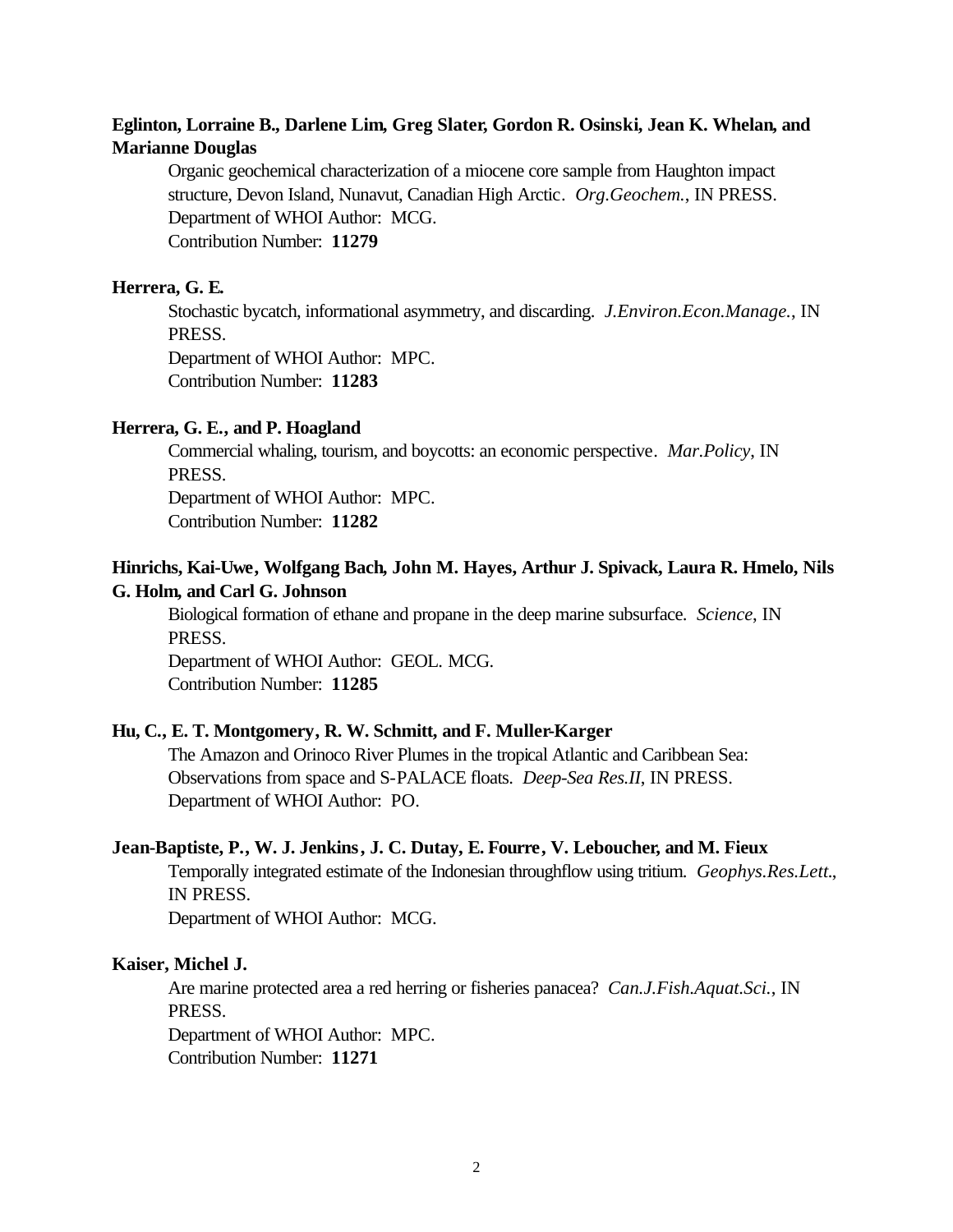**Eglinton, Lorraine B., Darlene Lim, Greg Slater, Gordon R. Osinski, Jean K. Whelan, and Marianne Douglas**

Organic geochemical characterization of a miocene core sample from Haughton impact structure, Devon Island, Nunavut, Canadian High Arctic. *Org.Geochem.*, IN PRESS.
Department of WHOI Author: MCG.
Contribution Number: **11279**

**Herrera, G. E.**

Stochastic bycatch, informational asymmetry, and discarding. *J.Environ.Econ.Manage.*, IN PRESS.
Department of WHOI Author: MPC.
Contribution Number: **11283**

**Herrera, G. E., and P. Hoagland**

Commercial whaling, tourism, and boycotts: an economic perspective. *Mar.Policy*, IN PRESS.
Department of WHOI Author: MPC.
Contribution Number: **11282**

**Hinrichs, Kai-Uwe, Wolfgang Bach, John M. Hayes, Arthur J. Spivack, Laura R. Hmelo, Nils G. Holm, and Carl G. Johnson**

Biological formation of ethane and propane in the deep marine subsurface. *Science*, IN PRESS.
Department of WHOI Author: GEOL. MCG.
Contribution Number: **11285**

**Hu, C., E. T. Montgomery, R. W. Schmitt, and F. Muller-Karger**

The Amazon and Orinoco River Plumes in the tropical Atlantic and Caribbean Sea: Observations from space and S-PALACE floats. *Deep-Sea Res.II*, IN PRESS.
Department of WHOI Author: PO.

**Jean-Baptiste, P., W. J. Jenkins, J. C. Dutay, E. Fourre, V. Leboucher, and M. Fieux**

Temporally integrated estimate of the Indonesian throughflow using tritium. *Geophys.Res.Lett.*, IN PRESS.
Department of WHOI Author: MCG.

**Kaiser, Michel J.**

Are marine protected area a red herring or fisheries panacea? *Can.J.Fish.Aquat.Sci.*, IN PRESS.
Department of WHOI Author: MPC.
Contribution Number: **11271**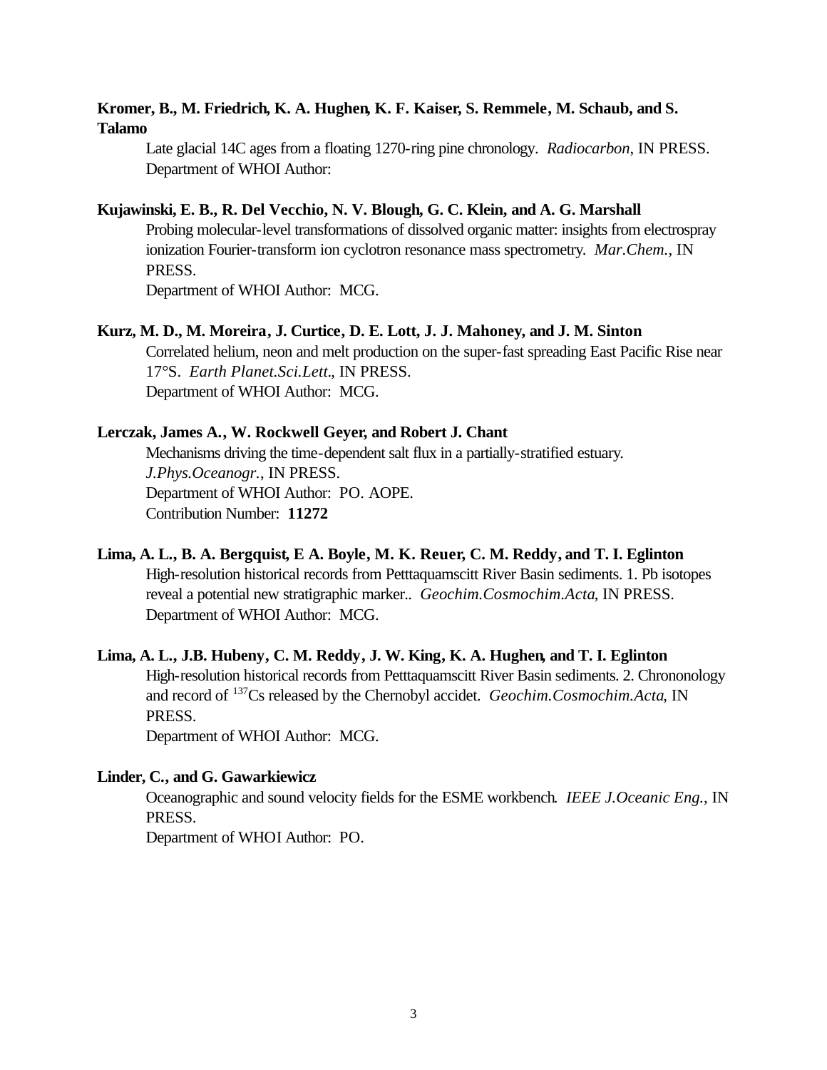**Kromer, B., M. Friedrich, K. A. Hughen, K. F. Kaiser, S. Remmele, M. Schaub, and S. Talamo**

Late glacial 14C ages from a floating 1270-ring pine chronology. *Radiocarbon*, IN PRESS.
Department of WHOI Author:

**Kujawinski, E. B., R. Del Vecchio, N. V. Blough, G. C. Klein, and A. G. Marshall**

Probing molecular-level transformations of dissolved organic matter: insights from electrospray ionization Fourier-transform ion cyclotron resonance mass spectrometry. *Mar.Chem.*, IN PRESS.
Department of WHOI Author: MCG.

**Kurz, M. D., M. Moreira, J. Curtice, D. E. Lott, J. J. Mahoney, and J. M. Sinton**

Correlated helium, neon and melt production on the super-fast spreading East Pacific Rise near 17°S. *Earth Planet.Sci.Lett.*, IN PRESS.
Department of WHOI Author: MCG.

**Lerczak, James A., W. Rockwell Geyer, and Robert J. Chant**

Mechanisms driving the time-dependent salt flux in a partially-stratified estuary. *J.Phys.Oceanogr.*, IN PRESS.
Department of WHOI Author: PO. AOPE.
Contribution Number: **11272**

**Lima, A. L., B. A. Bergquist, E A. Boyle, M. K. Reuer, C. M. Reddy, and T. I. Eglinton**

High-resolution historical records from Petttaquamscitt River Basin sediments. 1. Pb isotopes reveal a potential new stratigraphic marker.. *Geochim.Cosmochim.Acta*, IN PRESS.
Department of WHOI Author: MCG.

**Lima, A. L., J.B. Hubeny, C. M. Reddy, J. W. King, K. A. Hughen, and T. I. Eglinton**

High-resolution historical records from Petttaquamscitt River Basin sediments. 2. Chrononology and record of $^{137}Cs$ released by the Chernobyl accidet. *Geochim.Cosmochim.Acta*, IN PRESS.
Department of WHOI Author: MCG.

**Linder, C., and G. Gawarkiewicz**

Oceanographic and sound velocity fields for the ESME workbench. *IEEE J.Oceanic Eng.*, IN PRESS.
Department of WHOI Author: PO.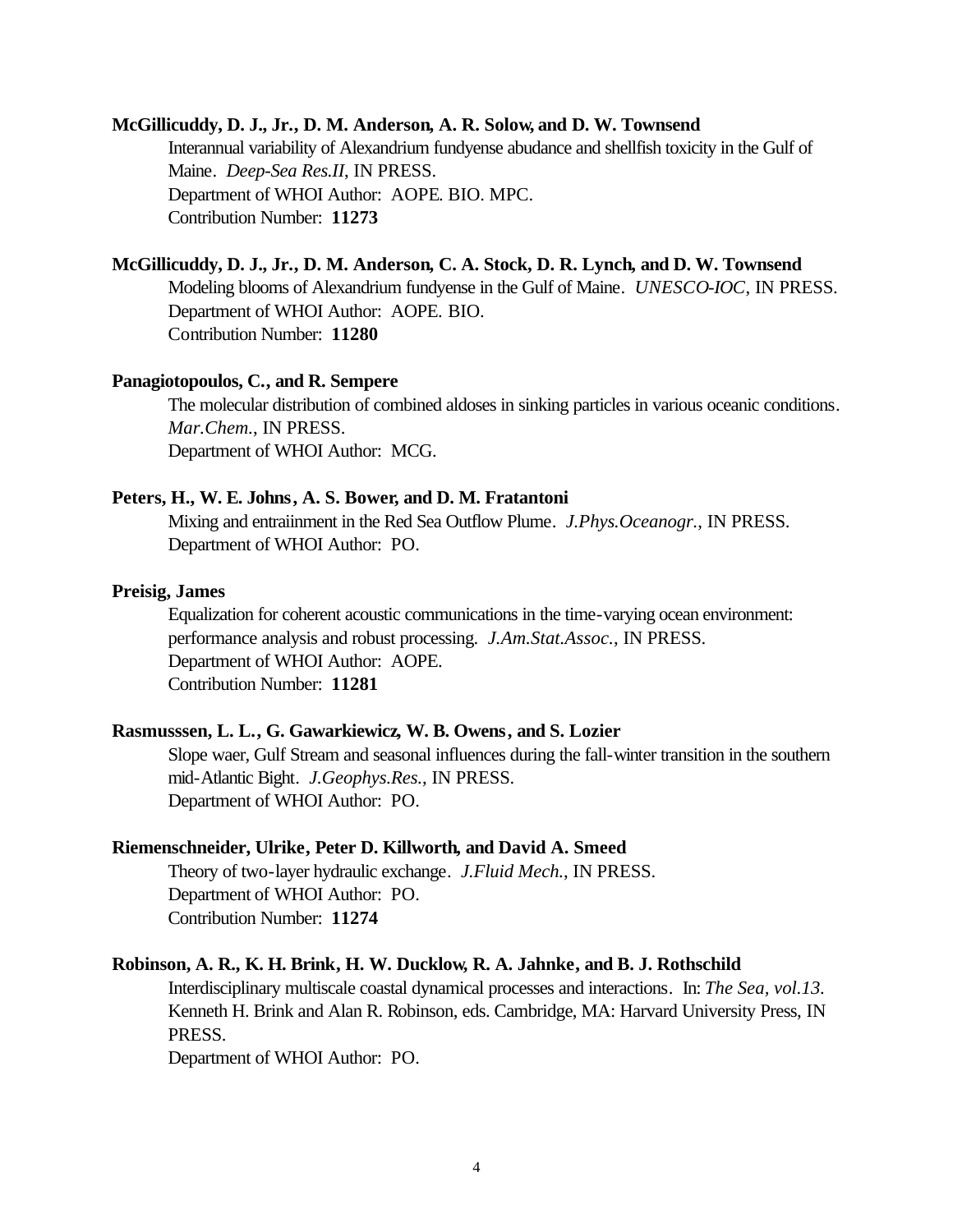**McGillicuddy, D. J., Jr., D. M. Anderson, A. R. Solow, and D. W. Townsend**

Interannual variability of Alexandrium fundyense abudance and shellfish toxicity in the Gulf of Maine. *Deep-Sea Res.II*, IN PRESS.
Department of WHOI Author: AOPE. BIO. MPC.
Contribution Number: **11273**

**McGillicuddy, D. J., Jr., D. M. Anderson, C. A. Stock, D. R. Lynch, and D. W. Townsend**

Modeling blooms of Alexandrium fundyense in the Gulf of Maine. *UNESCO-IOC*, IN PRESS.
Department of WHOI Author: AOPE. BIO.
Contribution Number: **11280**

**Panagiotopoulos, C., and R. Sempere**

The molecular distribution of combined aldoses in sinking particles in various oceanic conditions. *Mar.Chem.*, IN PRESS.
Department of WHOI Author: MCG.

**Peters, H., W. E. Johns, A. S. Bower, and D. M. Fratantoni**

Mixing and entraiinment in the Red Sea Outflow Plume. *J.Phys.Oceanogr.*, IN PRESS.
Department of WHOI Author: PO.

**Preisig, James**

Equalization for coherent acoustic communications in the time-varying ocean environment: performance analysis and robust processing. *J.Am.Stat.Assoc.*, IN PRESS.
Department of WHOI Author: AOPE.
Contribution Number: **11281**

**Rasmusssen, L. L., G. Gawarkiewicz, W. B. Owens, and S. Lozier**

Slope waer, Gulf Stream and seasonal influences during the fall-winter transition in the southern mid-Atlantic Bight. *J.Geophys.Res.*, IN PRESS.
Department of WHOI Author: PO.

**Riemenschneider, Ulrike, Peter D. Killworth, and David A. Smeed**

Theory of two-layer hydraulic exchange. *J.Fluid Mech.*, IN PRESS.
Department of WHOI Author: PO.
Contribution Number: **11274**

**Robinson, A. R., K. H. Brink, H. W. Ducklow, R. A. Jahnke, and B. J. Rothschild**

Interdisciplinary multiscale coastal dynamical processes and interactions. In: *The Sea, vol.13*. Kenneth H. Brink and Alan R. Robinson, eds. Cambridge, MA: Harvard University Press, IN PRESS.
Department of WHOI Author: PO.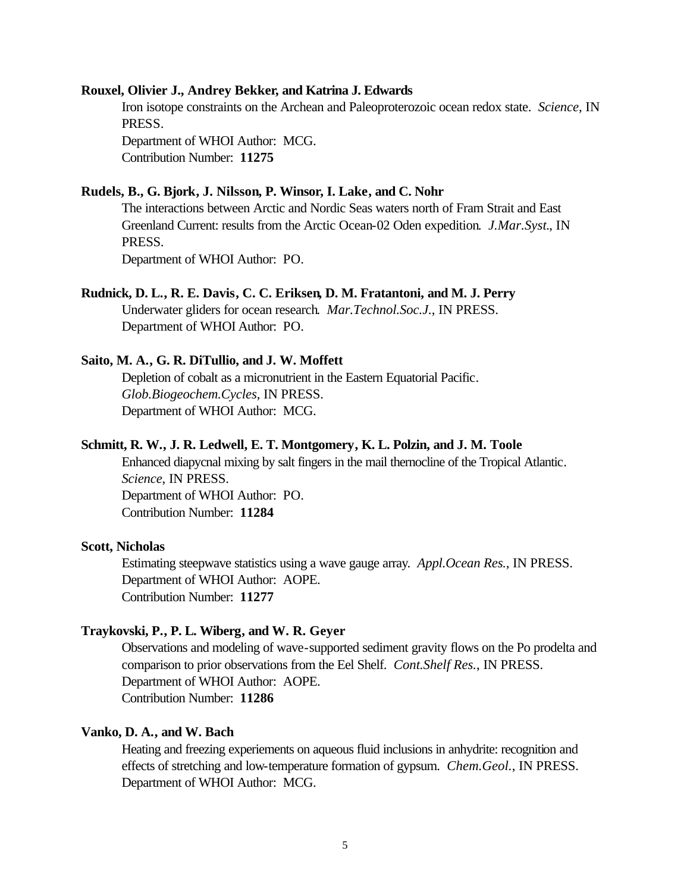**Rouxel, Olivier J., Andrey Bekker, and Katrina J. Edwards**

Iron isotope constraints on the Archean and Paleoproterozoic ocean redox state. *Science*, IN PRESS.
Department of WHOI Author: MCG.
Contribution Number: **11275**

**Rudels, B., G. Bjork, J. Nilsson, P. Winsor, I. Lake, and C. Nohr**

The interactions between Arctic and Nordic Seas waters north of Fram Strait and East Greenland Current: results from the Arctic Ocean-02 Oden expedition. *J.Mar.Syst.*, IN PRESS.
Department of WHOI Author: PO.

**Rudnick, D. L., R. E. Davis, C. C. Eriksen, D. M. Fratantoni, and M. J. Perry**

Underwater gliders for ocean research. *Mar.Technol.Soc.J.*, IN PRESS.
Department of WHOI Author: PO.

**Saito, M. A., G. R. DiTullio, and J. W. Moffett**

Depletion of cobalt as a micronutrient in the Eastern Equatorial Pacific. *Glob.Biogeochem.Cycles*, IN PRESS.
Department of WHOI Author: MCG.

**Schmitt, R. W., J. R. Ledwell, E. T. Montgomery, K. L. Polzin, and J. M. Toole**

Enhanced diapycnal mixing by salt fingers in the mail thernocline of the Tropical Atlantic. *Science*, IN PRESS.
Department of WHOI Author: PO.
Contribution Number: **11284**

**Scott, Nicholas**

Estimating steepwave statistics using a wave gauge array. *Appl.Ocean Res.*, IN PRESS.
Department of WHOI Author: AOPE.
Contribution Number: **11277**

**Traykovski, P., P. L. Wiberg, and W. R. Geyer**

Observations and modeling of wave-supported sediment gravity flows on the Po prodelta and comparison to prior observations from the Eel Shelf. *Cont.Shelf Res.*, IN PRESS.
Department of WHOI Author: AOPE.
Contribution Number: **11286**

**Vanko, D. A., and W. Bach**

Heating and freezing experiements on aqueous fluid inclusions in anhydrite: recognition and effects of stretching and low-temperature formation of gypsum. *Chem.Geol.*, IN PRESS.
Department of WHOI Author: MCG.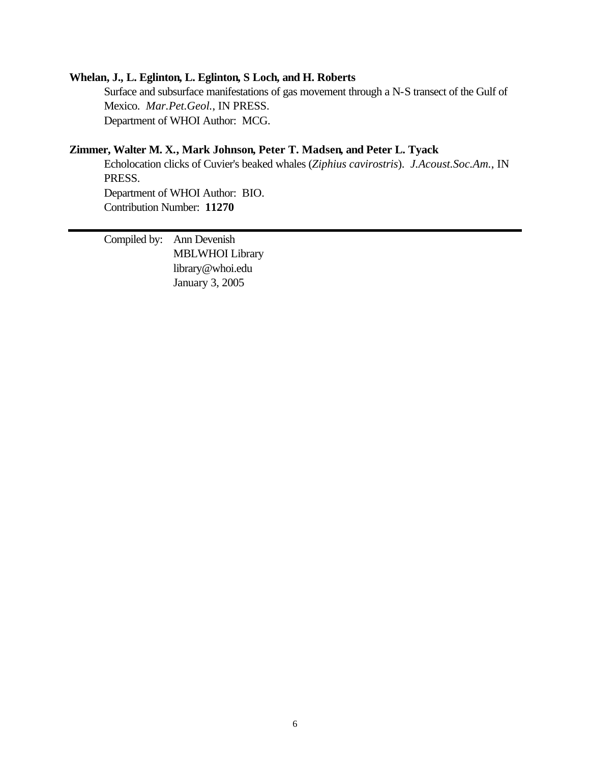**Whelan, J., L. Eglinton, L. Eglinton, S Loch, and H. Roberts**

Surface and subsurface manifestations of gas movement through a N-S transect of the Gulf of Mexico. *Mar.Pet.Geol.*, IN PRESS.

Department of WHOI Author: MCG.

**Zimmer, Walter M. X., Mark Johnson, Peter T. Madsen, and Peter L. Tyack**

Echolocation clicks of Cuvier's beaked whales (*Ziphius cavirostris*). *J.Acoust.Soc.Am.*, IN PRESS.

Department of WHOI Author: BIO.

Contribution Number: **11270**

---

Compiled by: Ann Devenish
MBLWHOI Library
library@whoi.edu
January 3, 2005